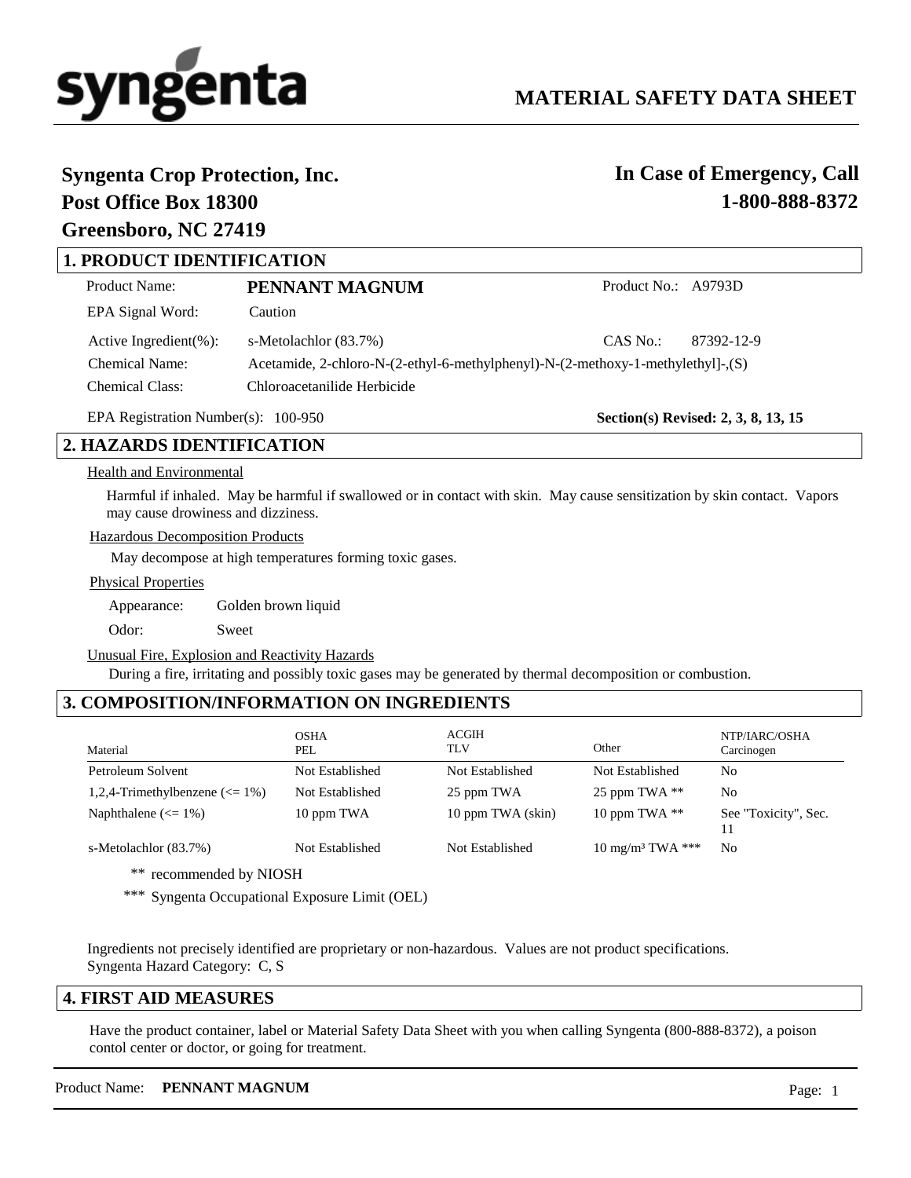syngenta

# MATERIAL SAFETY DATA SHEET

**Syngenta Crop Protection, Inc.**
**Post Office Box 18300**
**Greensboro, NC 27419**

**In Case of Emergency, Call**
**1-800-888-8372**

## 1. PRODUCT IDENTIFICATION

| | | | |
|---|---|---|---|
| Product Name: | **PENNANT MAGNUM** | Product No.: | A9793D |
| EPA Signal Word: | Caution | | |
| Active Ingredient(%): | s-Metolachlor (83.7%) | CAS No.: | 87392-12-9 |
| Chemical Name: | Acetamide, 2-chloro-N-(2-ethyl-6-methylphenyl)-N-(2-methoxy-1-methylethyl]-,(S) | | |
| Chemical Class: | Chloroacetanilide Herbicide | | |

EPA Registration Number(s): 100-950

**Section(s) Revised: 2, 3, 8, 13, 15**

## 2. HAZARDS IDENTIFICATION

Health and Environmental

Harmful if inhaled. May be harmful if swallowed or in contact with skin. May cause sensitization by skin contact. Vapors may cause drowiness and dizziness.

Hazardous Decomposition Products

May decompose at high temperatures forming toxic gases.

Physical Properties

Appearance: Golden brown liquid

Odor: Sweet

Unusual Fire, Explosion and Reactivity Hazards

During a fire, irritating and possibly toxic gases may be generated by thermal decomposition or combustion.

## 3. COMPOSITION/INFORMATION ON INGREDIENTS

| Material | OSHA PEL | ACGIH TLV | Other | NTP/IARC/OSHA Carcinogen |
|---|---|---|---|---|
| Petroleum Solvent | Not Established | Not Established | Not Established | No |
| 1,2,4-Trimethylbenzene (<= 1%) | Not Established | 25 ppm TWA | 25 ppm TWA ** | No |
| Naphthalene (<= 1%) | 10 ppm TWA | 10 ppm TWA (skin) | 10 ppm TWA ** | See "Toxicity", Sec. 11 |
| s-Metolachlor (83.7%) | Not Established | Not Established | 10 mg/m³ TWA *** | No |

** recommended by NIOSH

*** Syngenta Occupational Exposure Limit (OEL)

Ingredients not precisely identified are proprietary or non-hazardous. Values are not product specifications.
Syngenta Hazard Category: C, S

## 4. FIRST AID MEASURES

Have the product container, label or Material Safety Data Sheet with you when calling Syngenta (800-888-8372), a poison contol center or doctor, or going for treatment.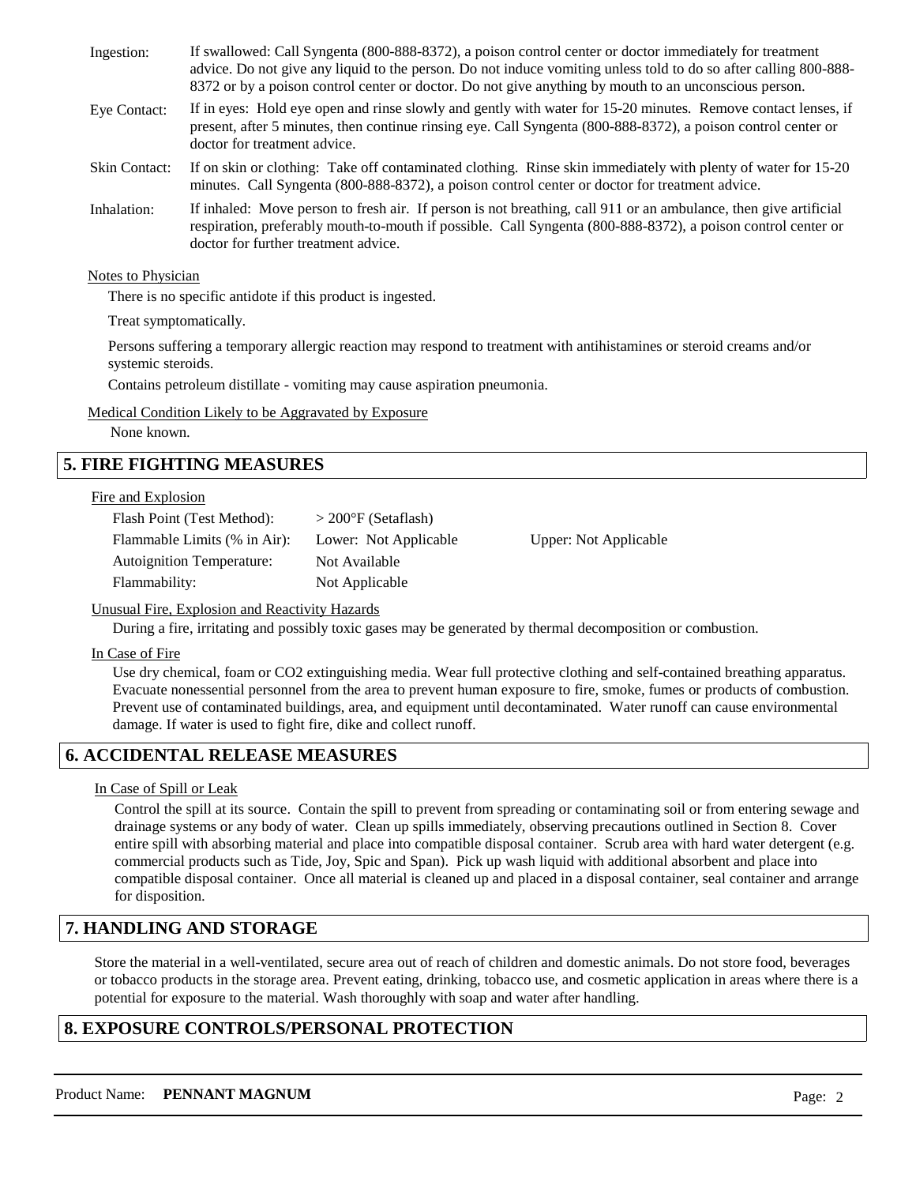| | |
|---|---|
| Ingestion: | If swallowed: Call Syngenta (800-888-8372), a poison control center or doctor immediately for treatment advice. Do not give any liquid to the person. Do not induce vomiting unless told to do so after calling 800-888-8372 or by a poison control center or doctor. Do not give anything by mouth to an unconscious person. |
| Eye Contact: | If in eyes: Hold eye open and rinse slowly and gently with water for 15-20 minutes. Remove contact lenses, if present, after 5 minutes, then continue rinsing eye. Call Syngenta (800-888-8372), a poison control center or doctor for treatment advice. |
| Skin Contact: | If on skin or clothing: Take off contaminated clothing. Rinse skin immediately with plenty of water for 15-20 minutes. Call Syngenta (800-888-8372), a poison control center or doctor for treatment advice. |
| Inhalation: | If inhaled: Move person to fresh air. If person is not breathing, call 911 or an ambulance, then give artificial respiration, preferably mouth-to-mouth if possible. Call Syngenta (800-888-8372), a poison control center or doctor for further treatment advice. |

Notes to Physician

There is no specific antidote if this product is ingested.

Treat symptomatically.

Persons suffering a temporary allergic reaction may respond to treatment with antihistamines or steroid creams and/or systemic steroids.

Contains petroleum distillate - vomiting may cause aspiration pneumonia.

Medical Condition Likely to be Aggravated by Exposure

None known.

## 5. FIRE FIGHTING MEASURES

Fire and Explosion

| | | |
|---|---|---|
| Flash Point (Test Method): | > 200°F (Setaflash) | |
| Flammable Limits (% in Air): | Lower: Not Applicable | Upper: Not Applicable |
| Autoignition Temperature: | Not Available | |
| Flammability: | Not Applicable | |

Unusual Fire, Explosion and Reactivity Hazards

During a fire, irritating and possibly toxic gases may be generated by thermal decomposition or combustion.

In Case of Fire

Use dry chemical, foam or CO2 extinguishing media. Wear full protective clothing and self-contained breathing apparatus. Evacuate nonessential personnel from the area to prevent human exposure to fire, smoke, fumes or products of combustion. Prevent use of contaminated buildings, area, and equipment until decontaminated. Water runoff can cause environmental damage. If water is used to fight fire, dike and collect runoff.

## 6. ACCIDENTAL RELEASE MEASURES

In Case of Spill or Leak

Control the spill at its source. Contain the spill to prevent from spreading or contaminating soil or from entering sewage and drainage systems or any body of water. Clean up spills immediately, observing precautions outlined in Section 8. Cover entire spill with absorbing material and place into compatible disposal container. Scrub area with hard water detergent (e.g. commercial products such as Tide, Joy, Spic and Span). Pick up wash liquid with additional absorbent and place into compatible disposal container. Once all material is cleaned up and placed in a disposal container, seal container and arrange for disposition.

## 7. HANDLING AND STORAGE

Store the material in a well-ventilated, secure area out of reach of children and domestic animals. Do not store food, beverages or tobacco products in the storage area. Prevent eating, drinking, tobacco use, and cosmetic application in areas where there is a potential for exposure to the material. Wash thoroughly with soap and water after handling.

## 8. EXPOSURE CONTROLS/PERSONAL PROTECTION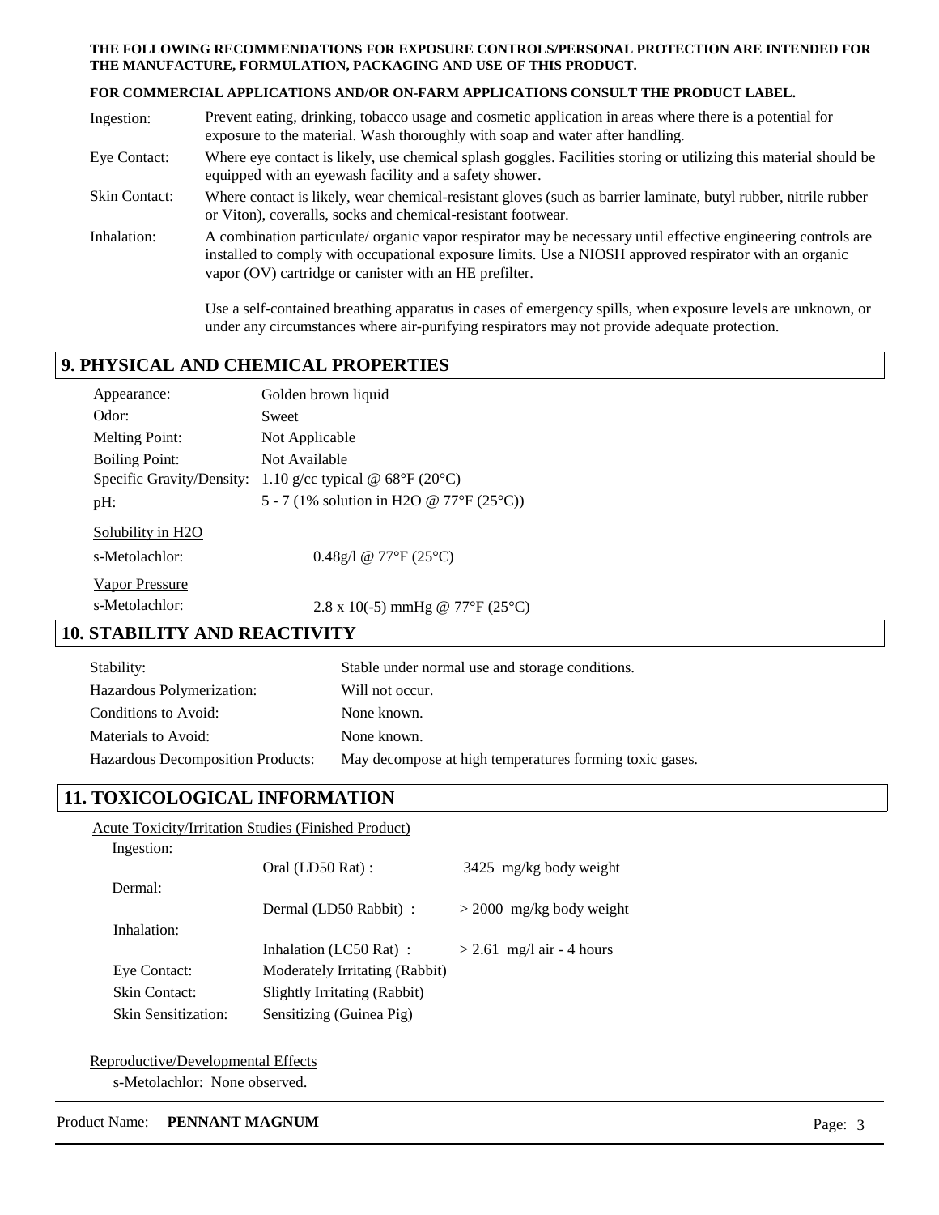**THE FOLLOWING RECOMMENDATIONS FOR EXPOSURE CONTROLS/PERSONAL PROTECTION ARE INTENDED FOR THE MANUFACTURE, FORMULATION, PACKAGING AND USE OF THIS PRODUCT.**

**FOR COMMERCIAL APPLICATIONS AND/OR ON-FARM APPLICATIONS CONSULT THE PRODUCT LABEL.**

| | |
|---|---|
| Ingestion: | Prevent eating, drinking, tobacco usage and cosmetic application in areas where there is a potential for exposure to the material. Wash thoroughly with soap and water after handling. |
| Eye Contact: | Where eye contact is likely, use chemical splash goggles. Facilities storing or utilizing this material should be equipped with an eyewash facility and a safety shower. |
| Skin Contact: | Where contact is likely, wear chemical-resistant gloves (such as barrier laminate, butyl rubber, nitrile rubber or Viton), coveralls, socks and chemical-resistant footwear. |
| Inhalation: | A combination particulate/ organic vapor respirator may be necessary until effective engineering controls are installed to comply with occupational exposure limits. Use a NIOSH approved respirator with an organic vapor (OV) cartridge or canister with an HE prefilter. |
| | Use a self-contained breathing apparatus in cases of emergency spills, when exposure levels are unknown, or under any circumstances where air-purifying respirators may not provide adequate protection. |

## 9. PHYSICAL AND CHEMICAL PROPERTIES

| | |
|---|---|
| Appearance: | Golden brown liquid |
| Odor: | Sweet |
| Melting Point: | Not Applicable |
| Boiling Point: | Not Available |
| Specific Gravity/Density: | 1.10 g/cc typical @ 68°F (20°C) |
| pH: | 5 - 7 (1% solution in $H_2O$ @ 77°F (25°C)) |

Solubility in $H_2O$

| | |
|---|---|
| s-Metolachlor: | 0.48g/l @ 77°F (25°C) |

Vapor Pressure

| | |
|---|---|
| s-Metolachlor: | $2.8 \times 10^{-5}$ mmHg @ 77°F (25°C) |

## 10. STABILITY AND REACTIVITY

| | |
|---|---|
| Stability: | Stable under normal use and storage conditions. |
| Hazardous Polymerization: | Will not occur. |
| Conditions to Avoid: | None known. |
| Materials to Avoid: | None known. |
| Hazardous Decomposition Products: | May decompose at high temperatures forming toxic gases. |

## 11. TOXICOLOGICAL INFORMATION

Acute Toxicity/Irritation Studies (Finished Product)

| | | |
|---|---|---|
| Ingestion: | Oral (LD50 Rat) : | 3425 mg/kg body weight |
| Dermal: | Dermal (LD50 Rabbit) : | > 2000 mg/kg body weight |
| Inhalation: | Inhalation (LC50 Rat) : | > 2.61 mg/l air - 4 hours |
| Eye Contact: | Moderately Irritating (Rabbit) | |
| Skin Contact: | Slightly Irritating (Rabbit) | |
| Skin Sensitization: | Sensitizing (Guinea Pig) | |

Reproductive/Developmental Effects

s-Metolachlor: None observed.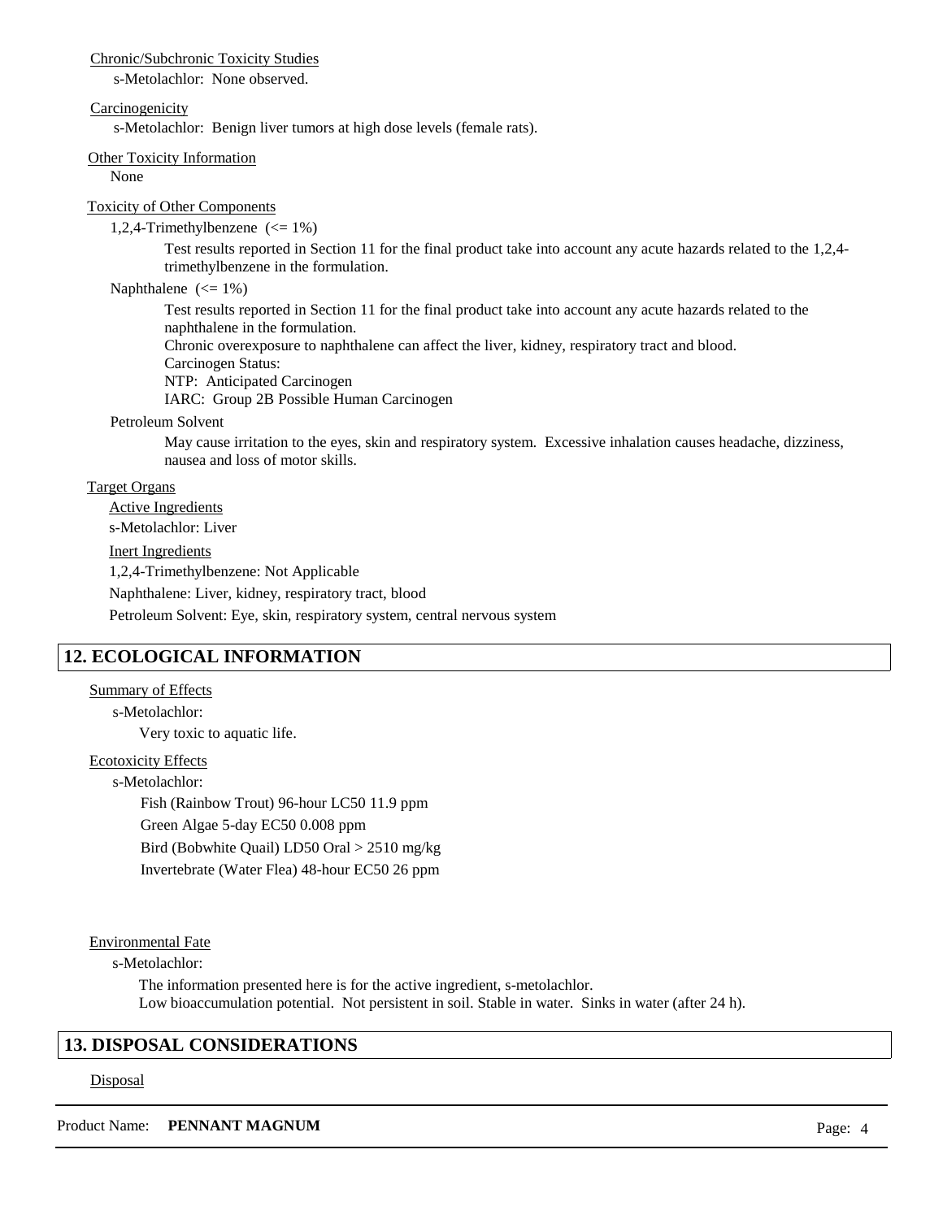Chronic/Subchronic Toxicity Studies

s-Metolachlor:  None observed.

Carcinogenicity

s-Metolachlor:  Benign liver tumors at high dose levels (female rats).

Other Toxicity Information

None

Toxicity of Other Components

1,2,4-Trimethylbenzene  (<= 1%)

Test results reported in Section 11 for the final product take into account any acute hazards related to the 1,2,4-trimethylbenzene in the formulation.

Naphthalene  (<= 1%)

Test results reported in Section 11 for the final product take into account any acute hazards related to the naphthalene in the formulation.
Chronic overexposure to naphthalene can affect the liver, kidney, respiratory tract and blood.
Carcinogen Status:
NTP:  Anticipated Carcinogen
IARC:  Group 2B Possible Human Carcinogen

Petroleum Solvent

May cause irritation to the eyes, skin and respiratory system.  Excessive inhalation causes headache, dizziness, nausea and loss of motor skills.

Target Organs

Active Ingredients

s-Metolachlor: Liver

Inert Ingredients

1,2,4-Trimethylbenzene: Not Applicable

Naphthalene: Liver, kidney, respiratory tract, blood

Petroleum Solvent: Eye, skin, respiratory system, central nervous system

## 12. ECOLOGICAL INFORMATION

Summary of Effects

s-Metolachlor:

Very toxic to aquatic life.

Ecotoxicity Effects

s-Metolachlor:

Fish (Rainbow Trout) 96-hour LC50 11.9 ppm

Green Algae 5-day EC50 0.008 ppm

Bird (Bobwhite Quail) LD50 Oral > 2510 mg/kg

Invertebrate (Water Flea) 48-hour EC50 26 ppm

Environmental Fate

s-Metolachlor:

The information presented here is for the active ingredient, s-metolachlor.
Low bioaccumulation potential.  Not persistent in soil. Stable in water.  Sinks in water (after 24 h).

## 13. DISPOSAL CONSIDERATIONS

Disposal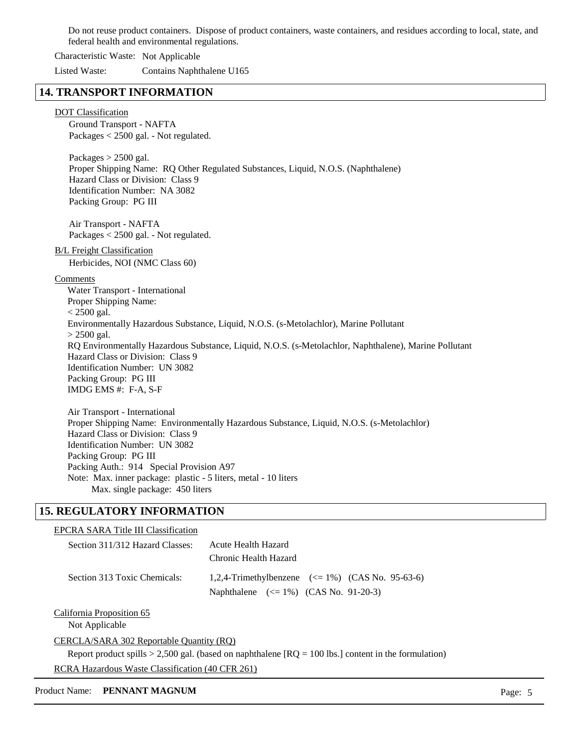Do not reuse product containers. Dispose of product containers, waste containers, and residues according to local, state, and federal health and environmental regulations.

Characteristic Waste: Not Applicable

Listed Waste: Contains Naphthalene U165

## 14. TRANSPORT INFORMATION

DOT Classification

Ground Transport - NAFTA
Packages < 2500 gal. - Not regulated.

Packages > 2500 gal.
Proper Shipping Name: RQ Other Regulated Substances, Liquid, N.O.S. (Naphthalene)
Hazard Class or Division: Class 9
Identification Number: NA 3082
Packing Group: PG III

Air Transport - NAFTA
Packages < 2500 gal. - Not regulated.

B/L Freight Classification

Herbicides, NOI (NMC Class 60)

Comments

Water Transport - International
Proper Shipping Name:
< 2500 gal.
Environmentally Hazardous Substance, Liquid, N.O.S. (s-Metolachlor), Marine Pollutant
> 2500 gal.
RQ Environmentally Hazardous Substance, Liquid, N.O.S. (s-Metolachlor, Naphthalene), Marine Pollutant
Hazard Class or Division: Class 9
Identification Number: UN 3082
Packing Group: PG III
IMDG EMS #: F-A, S-F

Air Transport - International
Proper Shipping Name: Environmentally Hazardous Substance, Liquid, N.O.S. (s-Metolachlor)
Hazard Class or Division: Class 9
Identification Number: UN 3082
Packing Group: PG III
Packing Auth.: 914 Special Provision A97
Note: Max. inner package: plastic - 5 liters, metal - 10 liters
Max. single package: 450 liters

## 15. REGULATORY INFORMATION

EPCRA SARA Title III Classification

Section 311/312 Hazard Classes: Acute Health Hazard
Chronic Health Hazard

Section 313 Toxic Chemicals: 1,2,4-Trimethylbenzene (<= 1%) (CAS No. 95-63-6)
Naphthalene (<= 1%) (CAS No. 91-20-3)

California Proposition 65

Not Applicable

CERCLA/SARA 302 Reportable Quantity (RQ)

Report product spills > 2,500 gal. (based on naphthalene [RQ = 100 lbs.] content in the formulation)

RCRA Hazardous Waste Classification (40 CFR 261)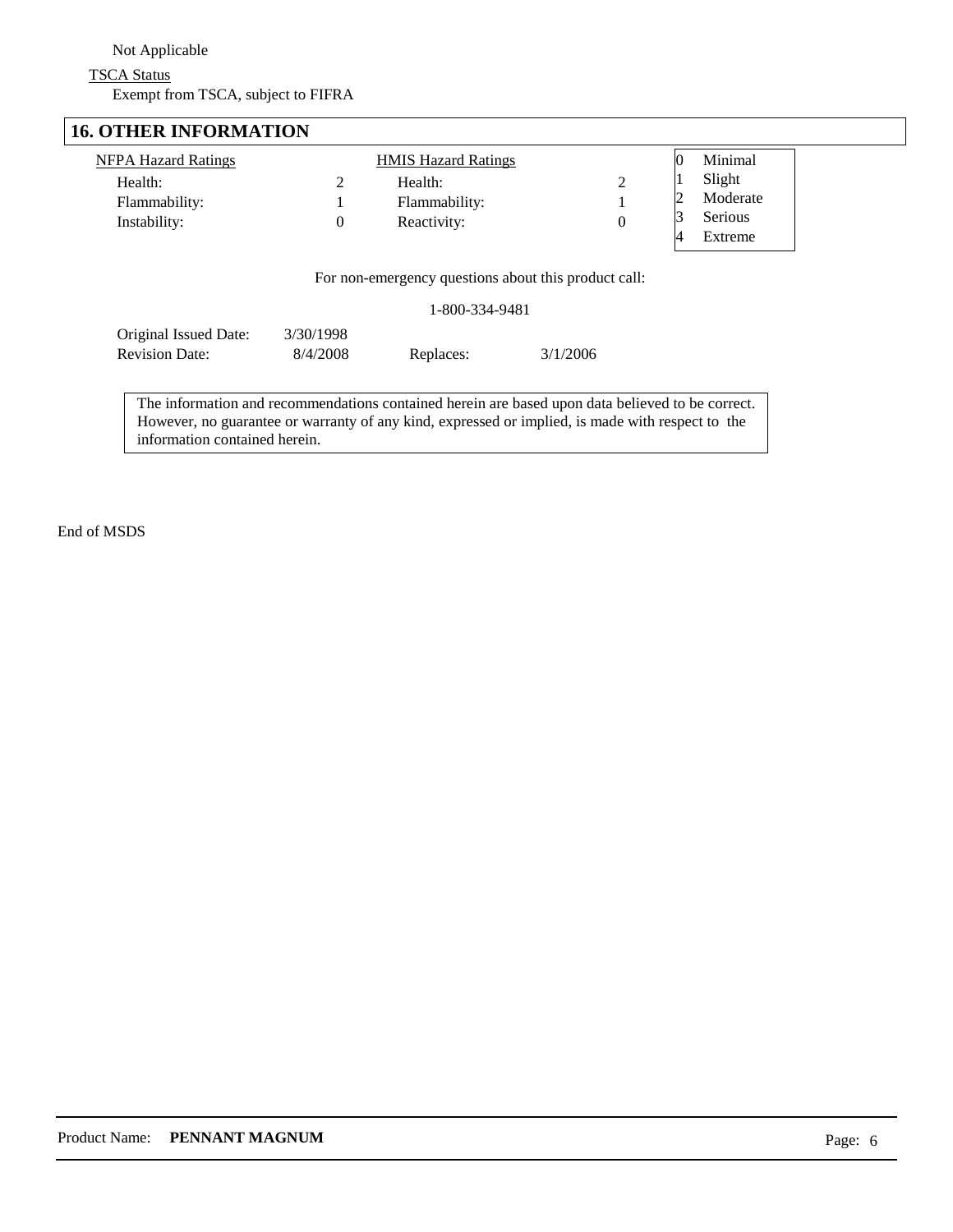Not Applicable

TSCA Status

Exempt from TSCA, subject to FIFRA

## 16. OTHER INFORMATION

| NFPA Hazard Ratings | | HMIS Hazard Ratings | |
|---|---|---|---|
| Health: | 2 | Health: | 2 |
| Flammability: | 1 | Flammability: | 1 |
| Instability: | 0 | Reactivity: | 0 |

| | |
|---|---|
| 0 | Minimal |
| 1 | Slight |
| 2 | Moderate |
| 3 | Serious |
| 4 | Extreme |

For non-emergency questions about this product call:

1-800-334-9481

| | | | |
|---|---|---|---|
| Original Issued Date: | 3/30/1998 | | |
| Revision Date: | 8/4/2008 | Replaces: | 3/1/2006 |

The information and recommendations contained herein are based upon data believed to be correct. However, no guarantee or warranty of any kind, expressed or implied, is made with respect to the information contained herein.

End of MSDS